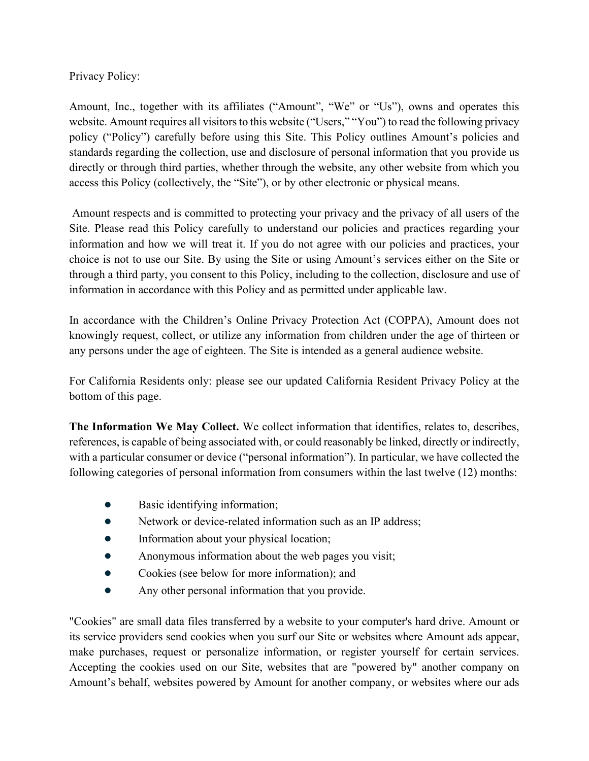Privacy Policy:

Amount, Inc., together with its affiliates (“Amount”, “We” or “Us”), owns and operates this website. Amount requires all visitors to this website (“Users,” “You”) to read the following privacy policy (“Policy”) carefully before using this Site. This Policy outlines Amount’s policies and standards regarding the collection, use and disclosure of personal information that you provide us directly or through third parties, whether through the website, any other website from which you access this Policy (collectively, the “Site”), or by other electronic or physical means.

Amount respects and is committed to protecting your privacy and the privacy of all users of the Site. Please read this Policy carefully to understand our policies and practices regarding your information and how we will treat it. If you do not agree with our policies and practices, your choice is not to use our Site. By using the Site or using Amount’s services either on the Site or through a third party, you consent to this Policy, including to the collection, disclosure and use of information in accordance with this Policy and as permitted under applicable law.

In accordance with the Children’s Online Privacy Protection Act (COPPA), Amount does not knowingly request, collect, or utilize any information from children under the age of thirteen or any persons under the age of eighteen. The Site is intended as a general audience website.

For California Residents only: please see our updated California Resident Privacy Policy at the bottom of this page.

**The Information We May Collect.** We collect information that identifies, relates to, describes, references, is capable of being associated with, or could reasonably be linked, directly or indirectly, with a particular consumer or device (“personal information”). In particular, we have collected the following categories of personal information from consumers within the last twelve (12) months:

- Basic identifying information;
- Network or device-related information such as an IP address;
- Information about your physical location;
- Anonymous information about the web pages you visit;
- Cookies (see below for more information); and
- Any other personal information that you provide.

"Cookies" are small data files transferred by a website to your computer's hard drive. Amount or its service providers send cookies when you surf our Site or websites where Amount ads appear, make purchases, request or personalize information, or register yourself for certain services. Accepting the cookies used on our Site, websites that are "powered by" another company on Amount’s behalf, websites powered by Amount for another company, or websites where our ads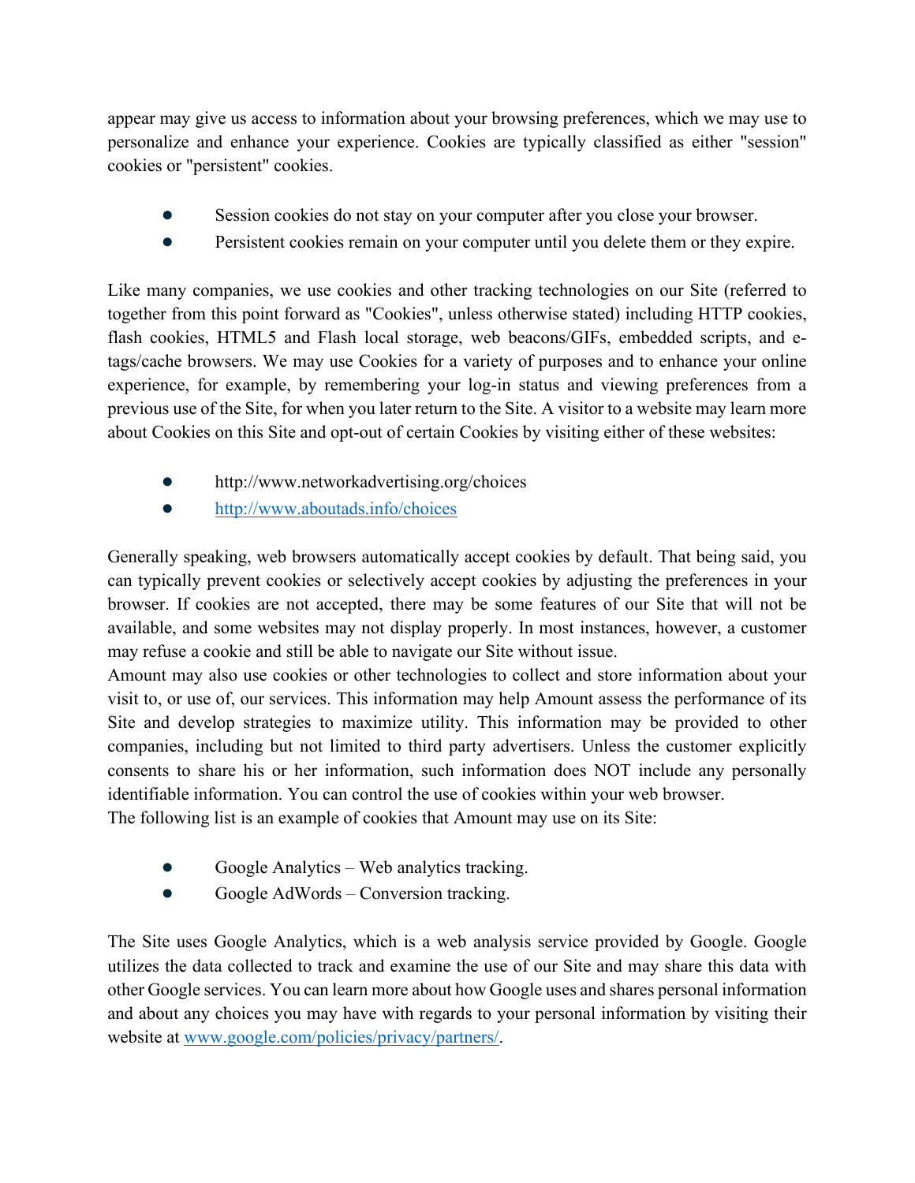appear may give us access to information about your browsing preferences, which we may use to personalize and enhance your experience. Cookies are typically classified as either "session" cookies or "persistent" cookies.

- Session cookies do not stay on your computer after you close your browser.
- Persistent cookies remain on your computer until you delete them or they expire.

Like many companies, we use cookies and other tracking technologies on our Site (referred to together from this point forward as "Cookies", unless otherwise stated) including HTTP cookies, flash cookies, HTML5 and Flash local storage, web beacons/GIFs, embedded scripts, and e-tags/cache browsers. We may use Cookies for a variety of purposes and to enhance your online experience, for example, by remembering your log-in status and viewing preferences from a previous use of the Site, for when you later return to the Site. A visitor to a website may learn more about Cookies on this Site and opt-out of certain Cookies by visiting either of these websites:

- http://www.networkadvertising.org/choices
- [http://www.aboutads.info/choices](http://www.aboutads.info/choices)

Generally speaking, web browsers automatically accept cookies by default. That being said, you can typically prevent cookies or selectively accept cookies by adjusting the preferences in your browser. If cookies are not accepted, there may be some features of our Site that will not be available, and some websites may not display properly. In most instances, however, a customer may refuse a cookie and still be able to navigate our Site without issue.
Amount may also use cookies or other technologies to collect and store information about your visit to, or use of, our services. This information may help Amount assess the performance of its Site and develop strategies to maximize utility. This information may be provided to other companies, including but not limited to third party advertisers. Unless the customer explicitly consents to share his or her information, such information does NOT include any personally identifiable information. You can control the use of cookies within your web browser.
The following list is an example of cookies that Amount may use on its Site:

- Google Analytics – Web analytics tracking.
- Google AdWords – Conversion tracking.

The Site uses Google Analytics, which is a web analysis service provided by Google. Google utilizes the data collected to track and examine the use of our Site and may share this data with other Google services. You can learn more about how Google uses and shares personal information and about any choices you may have with regards to your personal information by visiting their website at [www.google.com/policies/privacy/partners/](www.google.com/policies/privacy/partners/).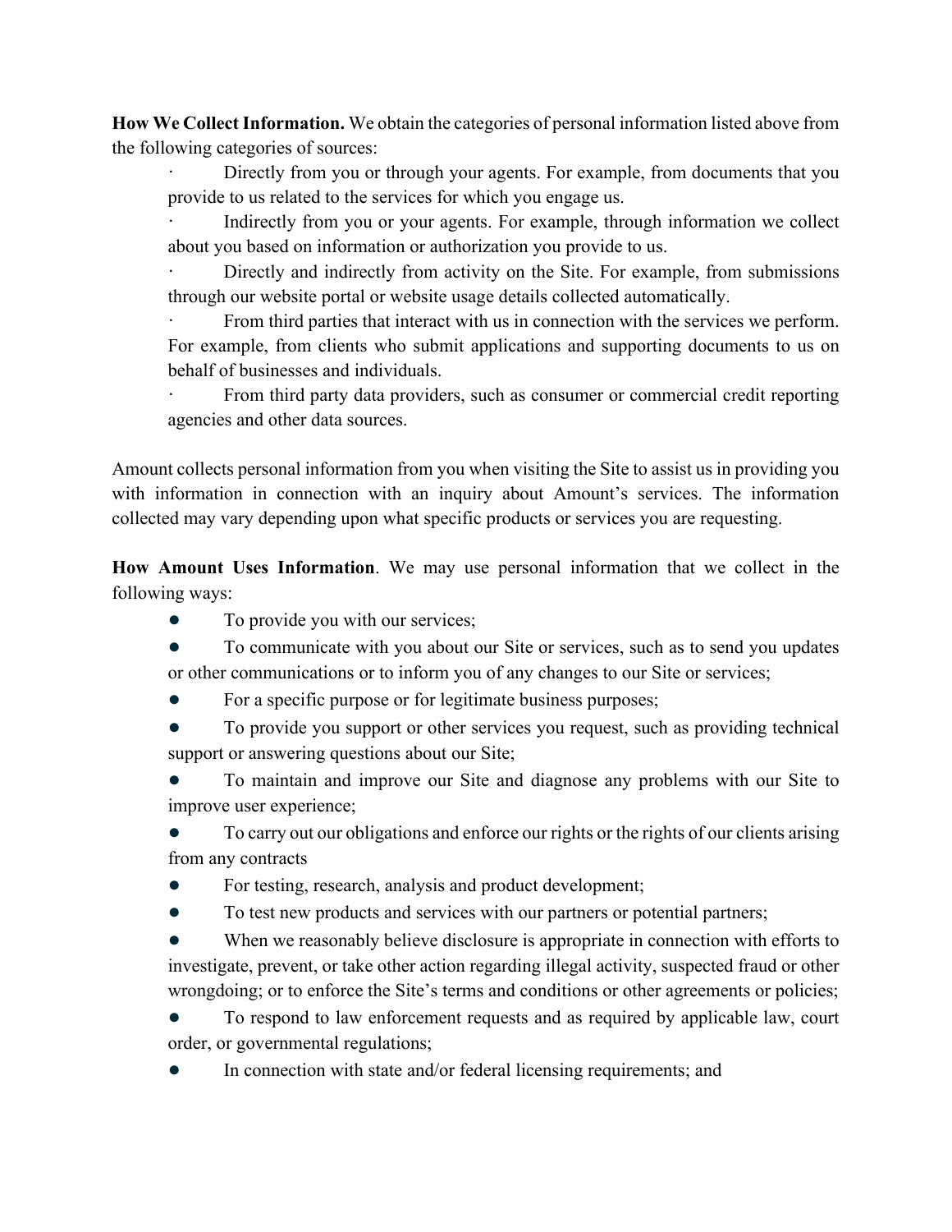**How We Collect Information.** We obtain the categories of personal information listed above from the following categories of sources:

- Directly from you or through your agents. For example, from documents that you provide to us related to the services for which you engage us.
- Indirectly from you or your agents. For example, through information we collect about you based on information or authorization you provide to us.
- Directly and indirectly from activity on the Site. For example, from submissions through our website portal or website usage details collected automatically.
- From third parties that interact with us in connection with the services we perform. For example, from clients who submit applications and supporting documents to us on behalf of businesses and individuals.
- From third party data providers, such as consumer or commercial credit reporting agencies and other data sources.

Amount collects personal information from you when visiting the Site to assist us in providing you with information in connection with an inquiry about Amount's services. The information collected may vary depending upon what specific products or services you are requesting.

**How Amount Uses Information**. We may use personal information that we collect in the following ways:

- To provide you with our services;
- To communicate with you about our Site or services, such as to send you updates or other communications or to inform you of any changes to our Site or services;
- For a specific purpose or for legitimate business purposes;
- To provide you support or other services you request, such as providing technical support or answering questions about our Site;
- To maintain and improve our Site and diagnose any problems with our Site to improve user experience;
- To carry out our obligations and enforce our rights or the rights of our clients arising from any contracts
- For testing, research, analysis and product development;
- To test new products and services with our partners or potential partners;
- When we reasonably believe disclosure is appropriate in connection with efforts to investigate, prevent, or take other action regarding illegal activity, suspected fraud or other wrongdoing; or to enforce the Site's terms and conditions or other agreements or policies;
- To respond to law enforcement requests and as required by applicable law, court order, or governmental regulations;
- In connection with state and/or federal licensing requirements; and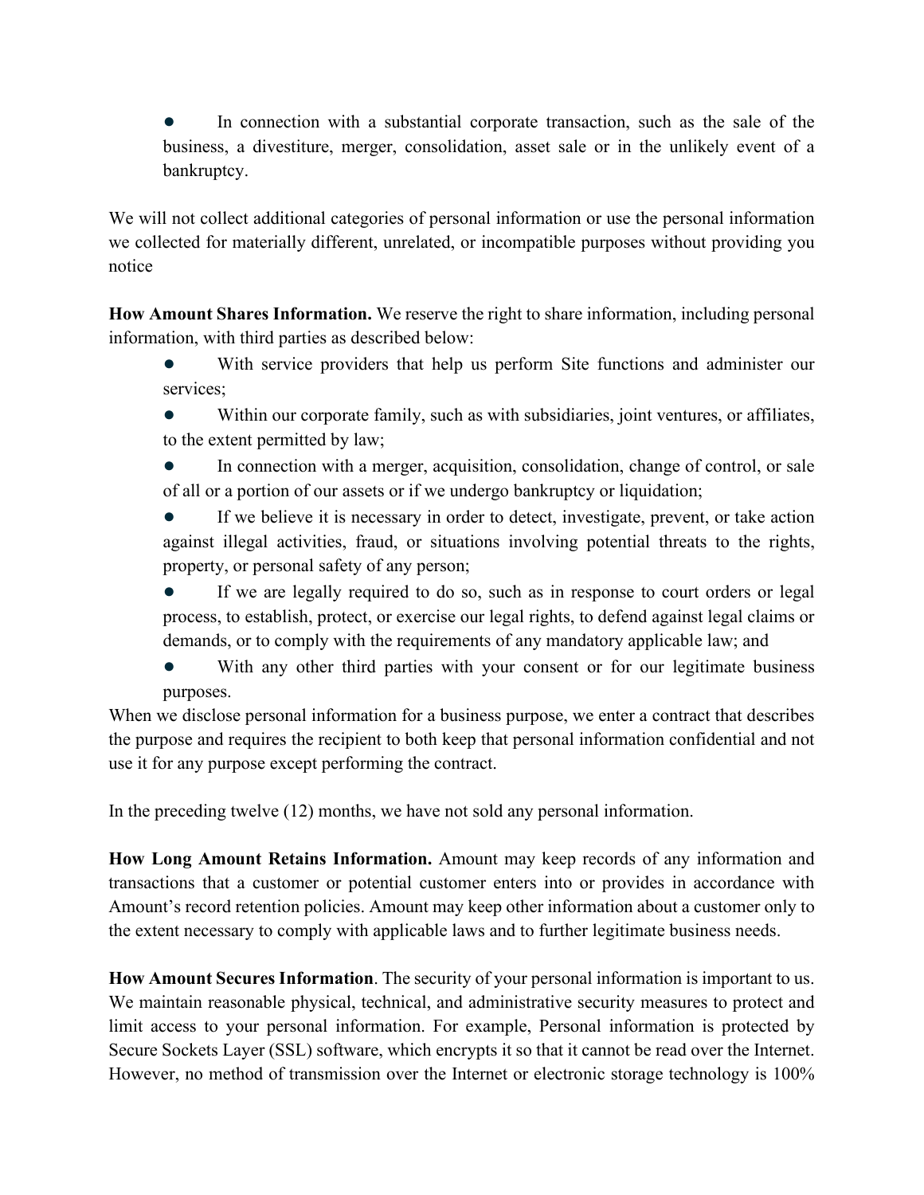- In connection with a substantial corporate transaction, such as the sale of the business, a divestiture, merger, consolidation, asset sale or in the unlikely event of a bankruptcy.

We will not collect additional categories of personal information or use the personal information we collected for materially different, unrelated, or incompatible purposes without providing you notice

**How Amount Shares Information.** We reserve the right to share information, including personal information, with third parties as described below:

- With service providers that help us perform Site functions and administer our services;
- Within our corporate family, such as with subsidiaries, joint ventures, or affiliates, to the extent permitted by law;
- In connection with a merger, acquisition, consolidation, change of control, or sale of all or a portion of our assets or if we undergo bankruptcy or liquidation;
- If we believe it is necessary in order to detect, investigate, prevent, or take action against illegal activities, fraud, or situations involving potential threats to the rights, property, or personal safety of any person;
- If we are legally required to do so, such as in response to court orders or legal process, to establish, protect, or exercise our legal rights, to defend against legal claims or demands, or to comply with the requirements of any mandatory applicable law; and
- With any other third parties with your consent or for our legitimate business purposes.

When we disclose personal information for a business purpose, we enter a contract that describes the purpose and requires the recipient to both keep that personal information confidential and not use it for any purpose except performing the contract.

In the preceding twelve (12) months, we have not sold any personal information.

**How Long Amount Retains Information.** Amount may keep records of any information and transactions that a customer or potential customer enters into or provides in accordance with Amount's record retention policies. Amount may keep other information about a customer only to the extent necessary to comply with applicable laws and to further legitimate business needs.

**How Amount Secures Information**. The security of your personal information is important to us. We maintain reasonable physical, technical, and administrative security measures to protect and limit access to your personal information. For example, Personal information is protected by Secure Sockets Layer (SSL) software, which encrypts it so that it cannot be read over the Internet. However, no method of transmission over the Internet or electronic storage technology is 100%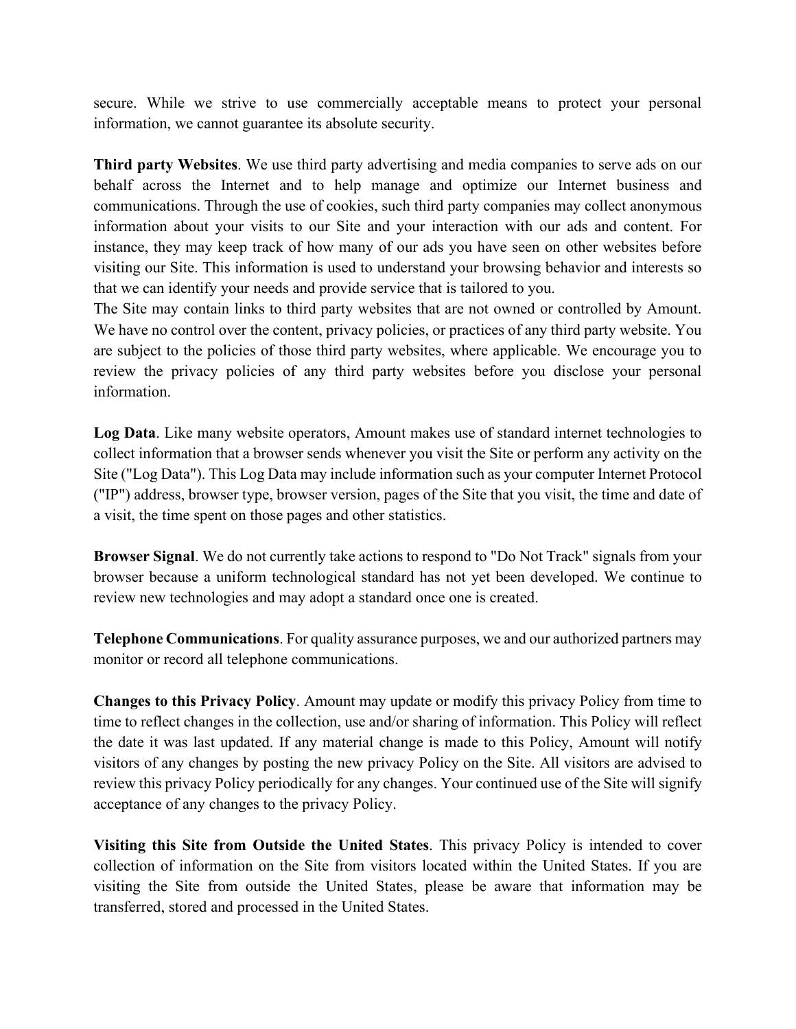secure. While we strive to use commercially acceptable means to protect your personal information, we cannot guarantee its absolute security.

**Third party Websites**. We use third party advertising and media companies to serve ads on our behalf across the Internet and to help manage and optimize our Internet business and communications. Through the use of cookies, such third party companies may collect anonymous information about your visits to our Site and your interaction with our ads and content. For instance, they may keep track of how many of our ads you have seen on other websites before visiting our Site. This information is used to understand your browsing behavior and interests so that we can identify your needs and provide service that is tailored to you.
The Site may contain links to third party websites that are not owned or controlled by Amount. We have no control over the content, privacy policies, or practices of any third party website. You are subject to the policies of those third party websites, where applicable. We encourage you to review the privacy policies of any third party websites before you disclose your personal information.

**Log Data**. Like many website operators, Amount makes use of standard internet technologies to collect information that a browser sends whenever you visit the Site or perform any activity on the Site ("Log Data"). This Log Data may include information such as your computer Internet Protocol ("IP") address, browser type, browser version, pages of the Site that you visit, the time and date of a visit, the time spent on those pages and other statistics.

**Browser Signal**. We do not currently take actions to respond to "Do Not Track" signals from your browser because a uniform technological standard has not yet been developed. We continue to review new technologies and may adopt a standard once one is created.

**Telephone Communications**. For quality assurance purposes, we and our authorized partners may monitor or record all telephone communications.

**Changes to this Privacy Policy**. Amount may update or modify this privacy Policy from time to time to reflect changes in the collection, use and/or sharing of information. This Policy will reflect the date it was last updated. If any material change is made to this Policy, Amount will notify visitors of any changes by posting the new privacy Policy on the Site. All visitors are advised to review this privacy Policy periodically for any changes. Your continued use of the Site will signify acceptance of any changes to the privacy Policy.

**Visiting this Site from Outside the United States**. This privacy Policy is intended to cover collection of information on the Site from visitors located within the United States. If you are visiting the Site from outside the United States, please be aware that information may be transferred, stored and processed in the United States.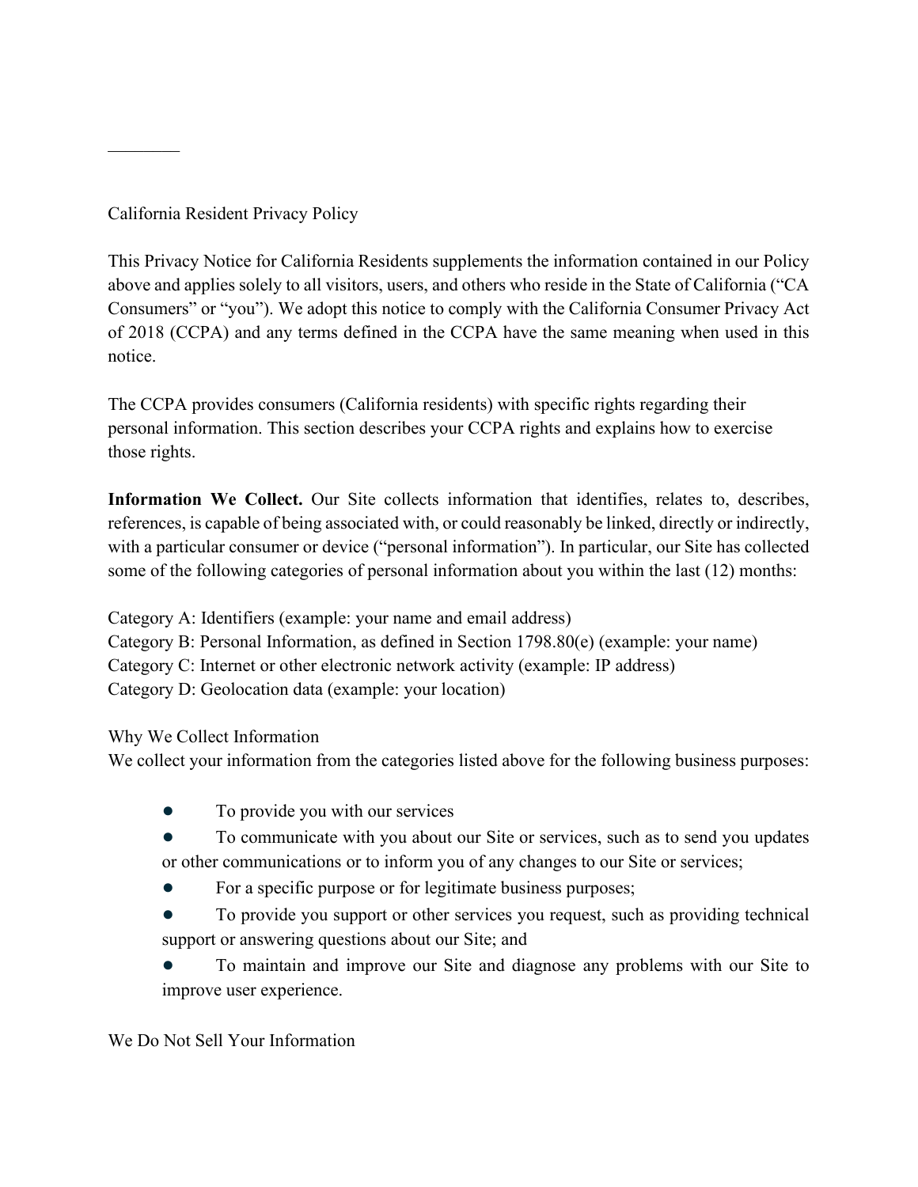---

## California Resident Privacy Policy

This Privacy Notice for California Residents supplements the information contained in our Policy above and applies solely to all visitors, users, and others who reside in the State of California ("CA Consumers" or "you"). We adopt this notice to comply with the California Consumer Privacy Act of 2018 (CCPA) and any terms defined in the CCPA have the same meaning when used in this notice.

The CCPA provides consumers (California residents) with specific rights regarding their personal information. This section describes your CCPA rights and explains how to exercise those rights.

**Information We Collect.** Our Site collects information that identifies, relates to, describes, references, is capable of being associated with, or could reasonably be linked, directly or indirectly, with a particular consumer or device ("personal information"). In particular, our Site has collected some of the following categories of personal information about you within the last (12) months:

Category A: Identifiers (example: your name and email address)
Category B: Personal Information, as defined in Section 1798.80(e) (example: your name)
Category C: Internet or other electronic network activity (example: IP address)
Category D: Geolocation data (example: your location)

### Why We Collect Information

We collect your information from the categories listed above for the following business purposes:

- To provide you with our services
- To communicate with you about our Site or services, such as to send you updates or other communications or to inform you of any changes to our Site or services;
- For a specific purpose or for legitimate business purposes;
- To provide you support or other services you request, such as providing technical support or answering questions about our Site; and
- To maintain and improve our Site and diagnose any problems with our Site to improve user experience.

### We Do Not Sell Your Information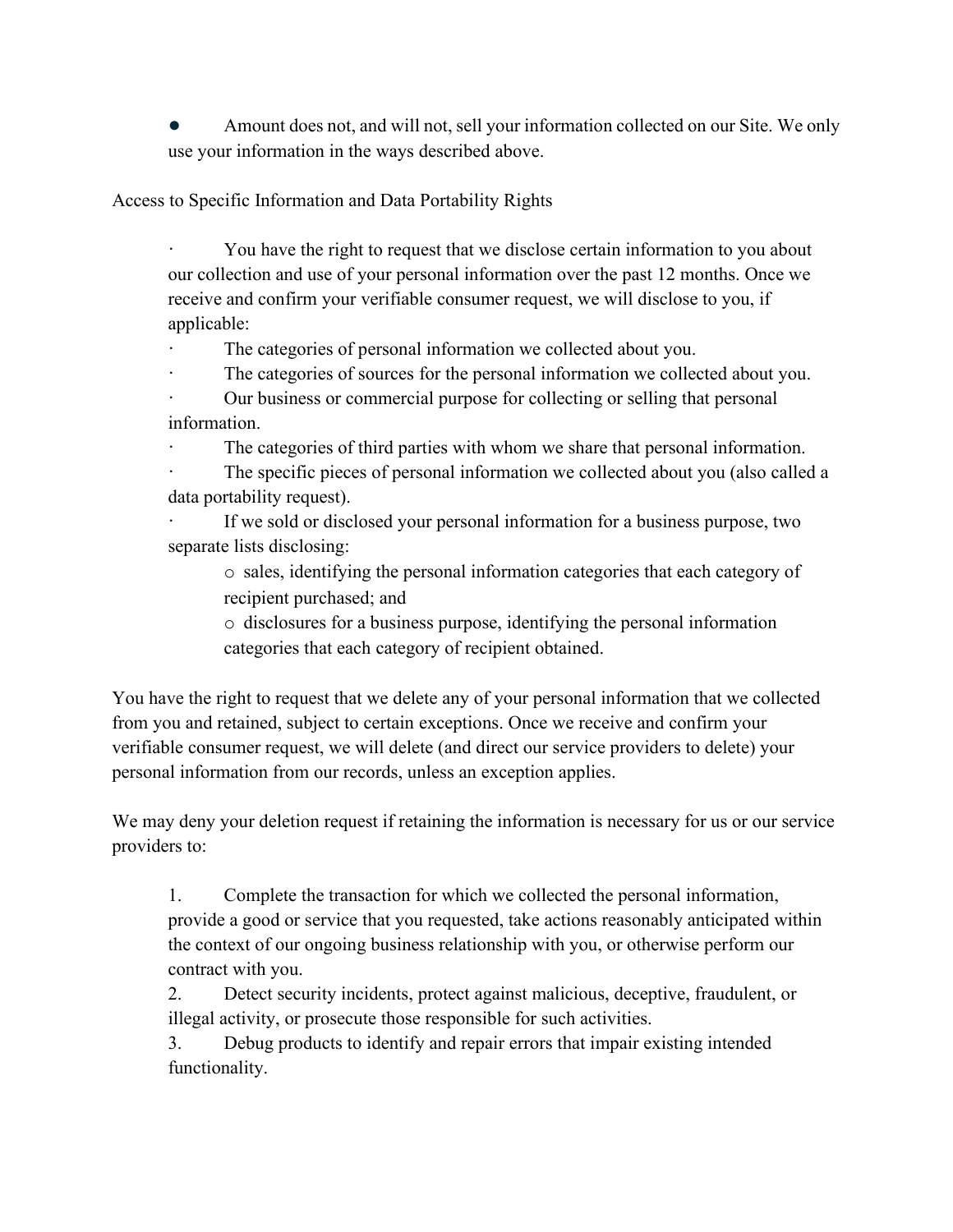- Amount does not, and will not, sell your information collected on our Site. We only use your information in the ways described above.

Access to Specific Information and Data Portability Rights

- You have the right to request that we disclose certain information to you about our collection and use of your personal information over the past 12 months. Once we receive and confirm your verifiable consumer request, we will disclose to you, if applicable:
- The categories of personal information we collected about you.
- The categories of sources for the personal information we collected about you.
- Our business or commercial purpose for collecting or selling that personal information.
- The categories of third parties with whom we share that personal information.
- The specific pieces of personal information we collected about you (also called a data portability request).
- If we sold or disclosed your personal information for a business purpose, two separate lists disclosing:
  - sales, identifying the personal information categories that each category of recipient purchased; and
  - disclosures for a business purpose, identifying the personal information categories that each category of recipient obtained.

You have the right to request that we delete any of your personal information that we collected from you and retained, subject to certain exceptions. Once we receive and confirm your verifiable consumer request, we will delete (and direct our service providers to delete) your personal information from our records, unless an exception applies.

We may deny your deletion request if retaining the information is necessary for us or our service providers to:

1. Complete the transaction for which we collected the personal information, provide a good or service that you requested, take actions reasonably anticipated within the context of our ongoing business relationship with you, or otherwise perform our contract with you.
2. Detect security incidents, protect against malicious, deceptive, fraudulent, or illegal activity, or prosecute those responsible for such activities.
3. Debug products to identify and repair errors that impair existing intended functionality.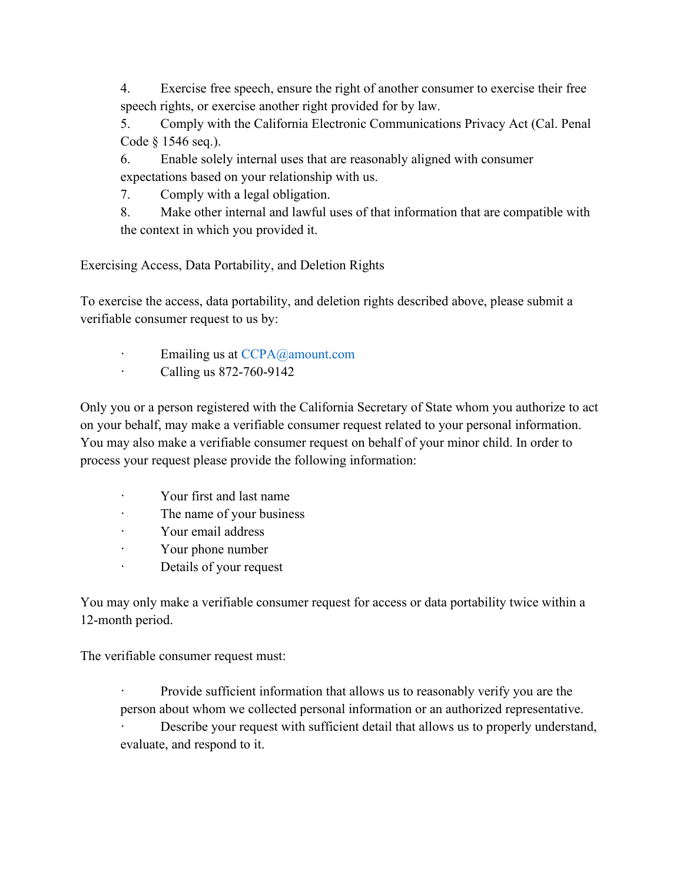4. Exercise free speech, ensure the right of another consumer to exercise their free speech rights, or exercise another right provided for by law.
5. Comply with the California Electronic Communications Privacy Act (Cal. Penal Code § 1546 seq.).
6. Enable solely internal uses that are reasonably aligned with consumer expectations based on your relationship with us.
7. Comply with a legal obligation.
8. Make other internal and lawful uses of that information that are compatible with the context in which you provided it.

Exercising Access, Data Portability, and Deletion Rights

To exercise the access, data portability, and deletion rights described above, please submit a verifiable consumer request to us by:

- Emailing us at CCPA@amount.com
- Calling us 872-760-9142

Only you or a person registered with the California Secretary of State whom you authorize to act on your behalf, may make a verifiable consumer request related to your personal information. You may also make a verifiable consumer request on behalf of your minor child. In order to process your request please provide the following information:

- Your first and last name
- The name of your business
- Your email address
- Your phone number
- Details of your request

You may only make a verifiable consumer request for access or data portability twice within a 12-month period.

The verifiable consumer request must:

- Provide sufficient information that allows us to reasonably verify you are the person about whom we collected personal information or an authorized representative.
- Describe your request with sufficient detail that allows us to properly understand, evaluate, and respond to it.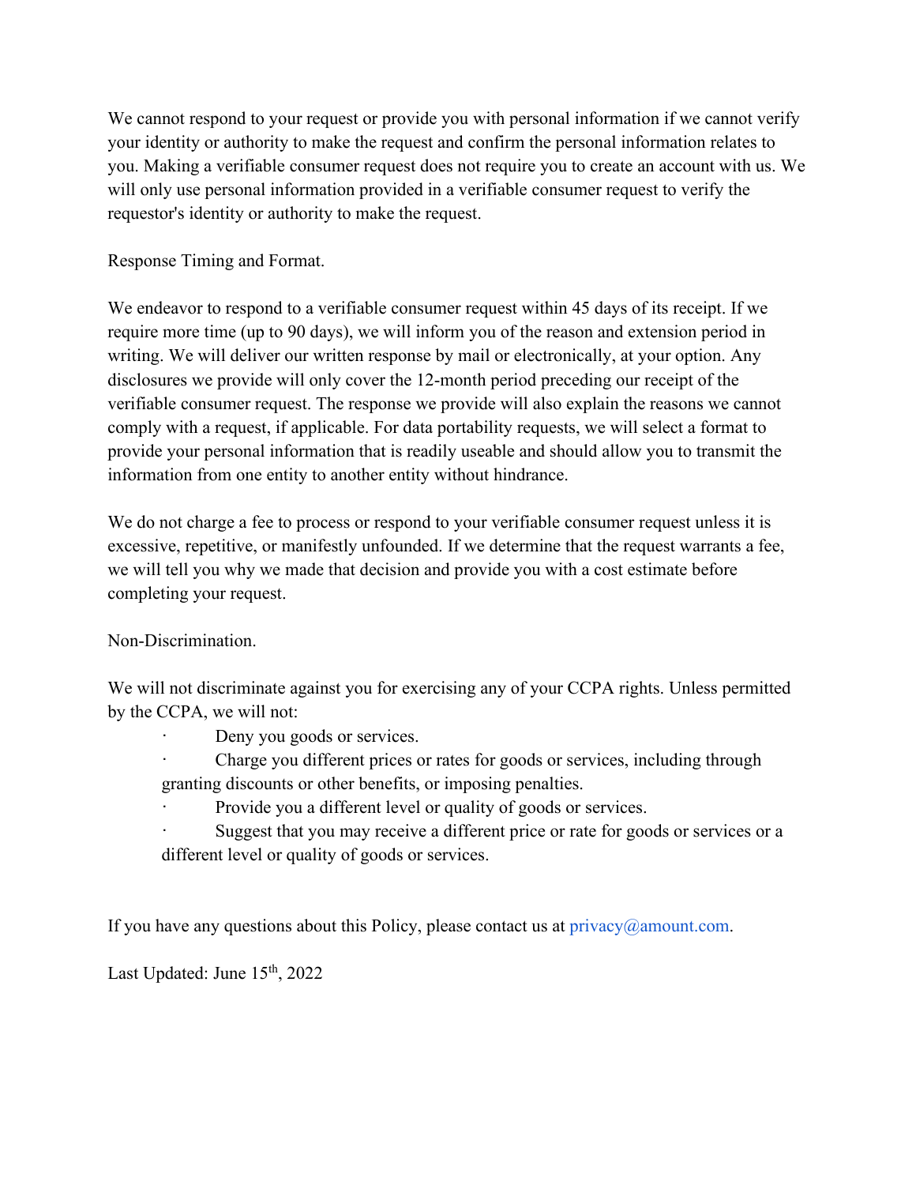We cannot respond to your request or provide you with personal information if we cannot verify your identity or authority to make the request and confirm the personal information relates to you. Making a verifiable consumer request does not require you to create an account with us. We will only use personal information provided in a verifiable consumer request to verify the requestor's identity or authority to make the request.

Response Timing and Format.

We endeavor to respond to a verifiable consumer request within 45 days of its receipt. If we require more time (up to 90 days), we will inform you of the reason and extension period in writing. We will deliver our written response by mail or electronically, at your option. Any disclosures we provide will only cover the 12-month period preceding our receipt of the verifiable consumer request. The response we provide will also explain the reasons we cannot comply with a request, if applicable. For data portability requests, we will select a format to provide your personal information that is readily useable and should allow you to transmit the information from one entity to another entity without hindrance.

We do not charge a fee to process or respond to your verifiable consumer request unless it is excessive, repetitive, or manifestly unfounded. If we determine that the request warrants a fee, we will tell you why we made that decision and provide you with a cost estimate before completing your request.

Non-Discrimination.

We will not discriminate against you for exercising any of your CCPA rights. Unless permitted by the CCPA, we will not:

- Deny you goods or services.
- Charge you different prices or rates for goods or services, including through granting discounts or other benefits, or imposing penalties.
- Provide you a different level or quality of goods or services.
- Suggest that you may receive a different price or rate for goods or services or a different level or quality of goods or services.

If you have any questions about this Policy, please contact us at privacy@amount.com.

Last Updated: June 15th, 2022